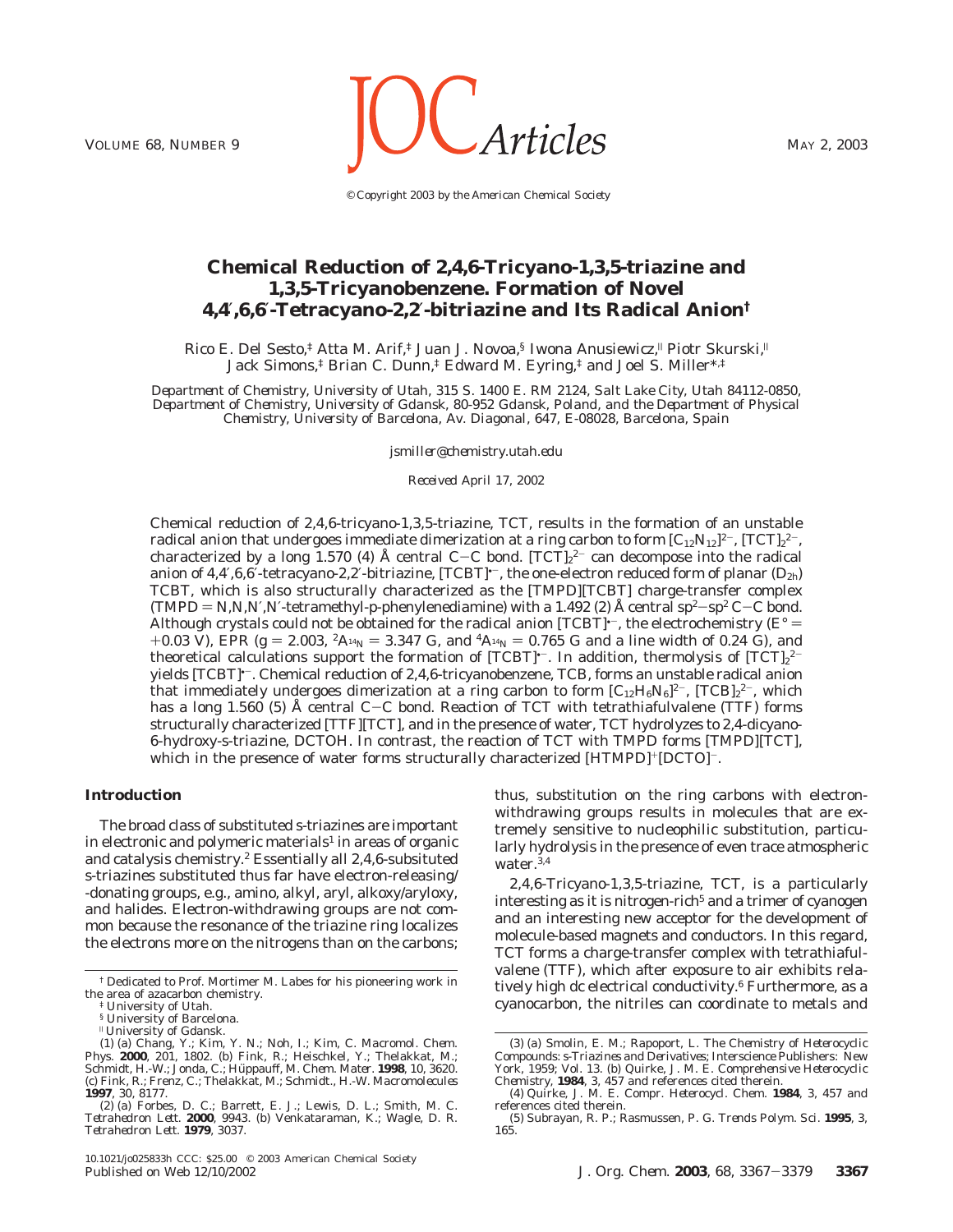© Copyright 2003 by the American Chemical Society

# Chemical Reduction of 2,4,6-Tricyano-1,3,5-triazine and 1,3,5-Tricyanobenzene. Formation of Novel 4,4′,6,6′-Tetracyano-2,2′-bitriazine and Its Radical Anion[†]

Rico E. Del Sesto,[‡] Atta M. Arif,[‡] Juan J. Novoa,[§] Iwona Anusiewicz,[∥] Piotr Skurski,[∥] Jack Simons,[‡] Brian C. Dunn,[‡] Edward M. Eyring,[‡] and Joel S. Miller*,[‡]

*Department of Chemistry, University of Utah, 315 S. 1400 E. RM 2124, Salt Lake City, Utah 84112-0850, Department of Chemistry, University of Gdansk, 80-952 Gdansk, Poland, and the Department of Physical Chemistry, University of Barcelona, Av. Diagonal, 647, E-08028, Barcelona, Spain*

*jsmiller@chemistry.utah.edu*

*Received April 17, 2002*

Chemical reduction of 2,4,6-tricyano-1,3,5-triazine, TCT, results in the formation of an unstable radical anion that undergoes immediate dimerization at a ring carbon to form $[C_{12}N_{12}]^{2-}$, $[TCT]_2^{2-}$, characterized by a long 1.570 (4) Å central C−C bond. $[TCT]_2^{2-}$ can decompose into the radical anion of 4,4′,6,6′-tetracyano-2,2′-bitriazine, $[TCBT]^{\bullet-}$, the one-electron reduced form of planar ($D_{2h}$) TCBT, which is also structurally characterized as the [TMPD][TCBT] charge-transfer complex (TMPD = N,N,N′,N′-tetramethyl-p-phenylenediamine) with a 1.492 (2) Å central $sp^2$−$sp^2$ C−C bond. Although crystals could not be obtained for the radical anion $[TCBT]^{\bullet-}$, the electrochemistry ($E° = +0.03$ V), EPR ($g = 2.003$, ${}^{2}A_{^{14}N} = 3.347$ G, and ${}^{4}A_{^{14}N} = 0.765$ G and a line width of 0.24 G), and theoretical calculations support the formation of $[TCBT]^{\bullet-}$. In addition, thermolysis of $[TCT]_2^{2-}$ yields $[TCBT]^{\bullet-}$. Chemical reduction of 2,4,6-tricyanobenzene, TCB, forms an unstable radical anion that immediately undergoes dimerization at a ring carbon to form $[C_{12}H_6N_6]^{2-}$, $[TCB]_2^{2-}$, which has a long 1.560 (5) Å central C−C bond. Reaction of TCT with tetrathiafulvalene (TTF) forms structurally characterized [TTF][TCT], and in the presence of water, TCT hydrolyzes to 2,4-dicyano-6-hydroxy-s-triazine, DCTOH. In contrast, the reaction of TCT with TMPD forms [TMPD][TCT], which in the presence of water forms structurally characterized $[HTMPD]^+[DCTO]^-$.

## Introduction

The broad class of substituted s-triazines are important in electronic and polymeric materials[1] in areas of organic and catalysis chemistry.[2] Essentially all 2,4,6-subsituted s-triazines substituted thus far have electron-releasing/-donating groups, e.g., amino, alkyl, aryl, alkoxy/aryloxy, and halides. Electron-withdrawing groups are not common because the resonance of the triazine ring localizes the electrons more on the nitrogens than on the carbons; thus, substitution on the ring carbons with electron-withdrawing groups results in molecules that are extremely sensitive to nucleophilic substitution, particularly hydrolysis in the presence of even trace atmospheric water.[3,4]

2,4,6-Tricyano-1,3,5-triazine, TCT, is a particularly interesting as it is nitrogen-rich[5] and a trimer of cyanogen and an interesting new acceptor for the development of molecule-based magnets and conductors. In this regard, TCT forms a charge-transfer complex with tetrathiafulvalene (TTF), which after exposure to air exhibits relatively high dc electrical conductivity.[6] Furthermore, as a cyanocarbon, the nitriles can coordinate to metals and

---

[†] Dedicated to Prof. Mortimer M. Labes for his pioneering work in the area of azacarbon chemistry.

[‡] University of Utah.

[§] University of Barcelona.

[∥] University of Gdansk.

(1) (a) Chang, Y.; Kim, Y. N.; Noh, I.; Kim, C. *Macromol. Chem. Phys.* **2000**, *201*, 1802. (b) Fink, R.; Heischkel, Y.; Thelakkat, M.; Schmidt, H.-W.; Jonda, C.; Hüppauff, M. *Chem. Mater.* **1998**, *10*, 3620. (c) Fink, R.; Frenz, C.; Thelakkat, M.; Schmidt., H.-W. *Macromolecules* **1997**, *30*, 8177.

(2) (a) Forbes, D. C.; Barrett, E. J.; Lewis, D. L.; Smith, M. C. *Tetrahedron Lett.* **2000**, 9943. (b) Venkataraman, K.; Wagle, D. R. *Tetrahedron Lett.* **1979**, 3037.

(3) (a) Smolin, E. M.; Rapoport, L. *The Chemistry of Heterocyclic Compounds: s-Triazines and Derivatives*; Interscience Publishers: New York, 1959; Vol. 13. (b) Quirke, J. M. E. *Comprehensive Heterocyclic Chemistry*, **1984**, 3, 457 and references cited therein.

(4) Quirke, J. M. E. *Compr. Heterocycl. Chem.* **1984**, *3*, 457 and references cited therein.

(5) Subrayan, R. P.; Rasmussen, P. G. *Trends Polym. Sci.* **1995**, *3*, 165.

10.1021/jo025833h CCC: $25.00 © 2003 American Chemical Society
Published on Web 12/10/2002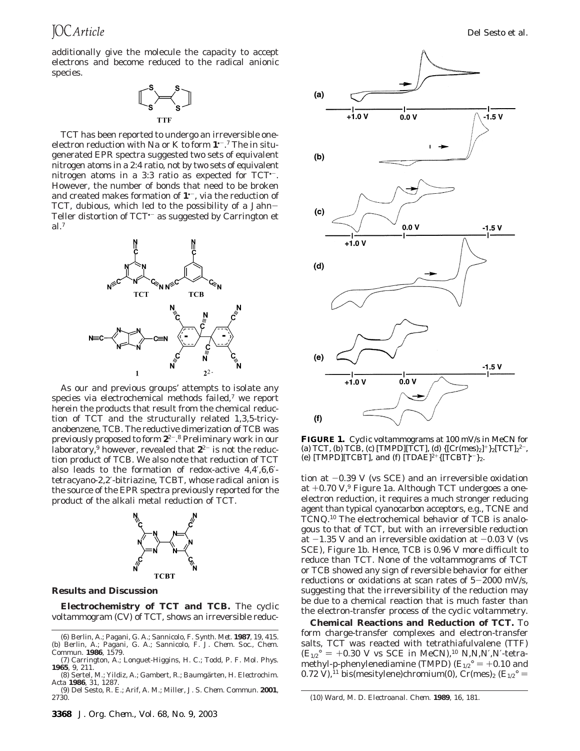additionally give the molecule the capacity to accept electrons and become reduced to the radical anionic species.

TTF

TCT has been reported to undergo an irreversible one-electron reduction with Na or K to form $\mathbf{1}^{\bullet-}$.[7] The in situ-generated EPR spectra suggested two sets of equivalent nitrogen atoms in a 2:4 ratio, not by two sets of equivalent nitrogen atoms in a 3:3 ratio as expected for $TCT^{\bullet-}$. However, the number of bonds that need to be broken and created makes formation of $\mathbf{1}^{\bullet-}$, via the reduction of TCT, dubious, which led to the possibility of a Jahn–Teller distortion of $TCT^{\bullet-}$ as suggested by Carrington et al.[7]

TCT TCB

1 $\mathbf{2}^{2-}$

As our and previous groups' attempts to isolate any species via electrochemical methods failed,[7] we report herein the products that result from the chemical reduction of TCT and the structurally related 1,3,5-tricyanobenzene, TCB. The reductive dimerization of TCB was previously proposed to form $\mathbf{2}^{2-}$.[8] Preliminary work in our laboratory,[9] however, revealed that $\mathbf{2}^{2-}$ is not the reduction product of TCB. We also note that reduction of TCT also leads to the formation of redox-active 4,4′,6,6′-tetracyano-2,2′-bitriazine, TCBT, whose radical anion is the source of the EPR spectra previously reported for the product of the alkali metal reduction of TCT.

TCBT

## Results and Discussion

**Electrochemistry of TCT and TCB.** The cyclic voltammogram (CV) of TCT, shows an irreversible reduction at −0.39 V (vs SCE) and an irreversible oxidation at +0.70 V,[9] Figure 1a. Although TCT undergoes a one-electron reduction, it requires a much stronger reducing agent than typical cyanocarbon acceptors, e.g., TCNE and TCNQ.[10] The electrochemical behavior of TCB is analogous to that of TCT, but with an irreversible reduction at −1.35 V and an irreversible oxidation at −0.03 V (vs SCE), Figure 1b. Hence, TCB is 0.96 V more difficult to reduce than TCT. None of the voltammograms of TCT or TCB showed any sign of reversible behavior for either reductions or oxidations at scan rates of 5–2000 mV/s, suggesting that the irreversibility of the reduction may be due to a chemical reaction that is much faster than the electron-transfer process of the cyclic voltammetry.

(a) (b) (c) (d) (e) (f) +1.0 V 0.0 V −1.5 V

**FIGURE 1.** Cyclic voltammograms at 100 mV/s in MeCN for (a) TCT, (b) TCB, (c) [TMPD][TCT], (d) $\{[Cr(mes)_2]^+\}_2[TCT]_2{}^{2-}$, (e) [TMPD][TCBT], and (f) $[TDAE]^{2+}\{[TCBT]^{\bullet-}\}_2$.

**Chemical Reactions and Reduction of TCT.** To form charge-transfer complexes and electron-transfer salts, TCT was reacted with tetrathiafulvalene (TTF) ($E_{1/2}° = +0.30$ V vs SCE in MeCN),[10] N,N,N′,N′-tetramethyl-p-phenylenediamine (TMPD) ($E_{1/2}° = +0.10$ and 0.72 V),[11] bis(mesitylene)chromium(0), $Cr(mes)_2$ ($E_{1/2}° =$

(6) Berlin, A.; Pagani, G. A.; Sannicolo, F. *Synth. Met.* **1987**, 19, 415. (b) Berlin, A.; Pagani, G. A.; Sannicolo, F. *J. Chem. Soc., Chem. Commun.* **1986**, 1579.
(7) Carrington, A.; Longuet-Higgins, H. C.; Todd, P. F. *Mol. Phys.* **1965**, 9, 211.
(8) Sertel, M.; Yildiz, A.; Gambert, R.; Baumgärten, H. *Electrochim. Acta* **1986**, 31, 1287.
(9) Del Sesto, R. E.; Arif, A. M.; Miller, J. S. *Chem. Commun.* **2001**, 2730.
(10) Ward, M. D. *Electroanal. Chem.* **1989**, 16, 181.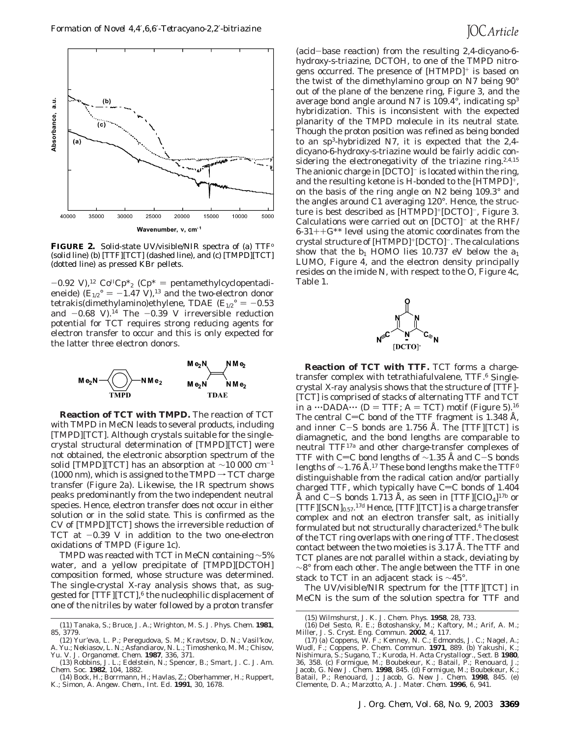**FIGURE 2.** Solid-state UV/visible/NIR spectra of (a) $TTF^o$ (solid line) (b) [TTF][TCT] (dashed line), and (c) [TMPD][TCT] (dotted line) as pressed KBr pellets.

−0.92 V),[12] $Co^{II}Cp^*_2$ (Cp* = pentamethylcyclopentadieneide) ($E_{1/2}° = -1.47$ V),[13] and the two-electron donor tetrakis(dimethylamino)ethylene, TDAE ($E_{1/2}° = -0.53$ and −0.68 V).[14] The −0.39 V irreversible reduction potential for TCT requires strong reducing agents for electron transfer to occur and this is only expected for the latter three electron donors.

**Reaction of TCT with TMPD.** The reaction of TCT with TMPD in MeCN leads to several products, including [TMPD][TCT]. Although crystals suitable for the single-crystal structural determination of [TMPD][TCT] were not obtained, the electronic absorption spectrum of the solid [TMPD][TCT] has an absorption at ~10 000 $cm^{-1}$ (1000 nm), which is assigned to the TMPD → TCT charge transfer (Figure 2a). Likewise, the IR spectrum shows peaks predominantly from the two independent neutral species. Hence, electron transfer does not occur in either solution or in the solid state. This is confirmed as the CV of [TMPD][TCT] shows the irreversible reduction of TCT at −0.39 V in addition to the two one-electron oxidations of TMPD (Figure 1c).

TMPD was reacted with TCT in MeCN containing ~5% water, and a yellow precipitate of [TMPD][DCTOH] composition formed, whose structure was determined. The single-crystal X-ray analysis shows that, as suggested for [TTF][TCT],[6] the nucleophilic displacement of one of the nitriles by water followed by a proton transfer (acid−base reaction) from the resulting 2,4-dicyano-6-hydroxy-s-triazine, DCTOH, to one of the TMPD nitrogens occurred. The presence of $[HTMPD]^+$ is based on the twist of the dimethylamino group on N7 being 90° out of the plane of the benzene ring, Figure 3, and the average bond angle around N7 is 109.4°, indicating $sp^3$ hybridization. This is inconsistent with the expected planarity of the TMPD molecule in its neutral state. Though the proton position was refined as being bonded to an $sp^3$-hybridized N7, it is expected that the 2,4-dicyano-6-hydroxy-s-triazine would be fairly acidic considering the electronegativity of the triazine ring.[2,4,15] The anionic charge in $[DCTO]^-$ is located within the ring, and the resulting ketone is H-bonded to the $[HTMPD]^+$, on the basis of the ring angle on N2 being 109.3° and the angles around C1 averaging 120°. Hence, the structure is best described as $[HTMPD]^+[DCTO]^-$, Figure 3. Calculations were carried out on $[DCTO]^-$ at the RHF/6-31++G** level using the atomic coordinates from the crystal structure of $[HTMPD]^+[DCTO]^-$. The calculations show that the $b_1$ HOMO lies 10.737 eV below the $a_1$ LUMO, Figure 4, and the electron density principally resides on the imide N, with respect to the O, Figure 4c, Table 1.

**Reaction of TCT with TTF.** TCT forms a charge-transfer complex with tetrathiafulvalene, TTF.[6] Single-crystal X-ray analysis shows that the structure of [TTF][TCT] is comprised of stacks of alternating TTF and TCT in a ···DADA··· (D = TTF; A = TCT) motif (Figure 5).[16] The central C=C bond of the TTF fragment is 1.348 Å, and inner C−S bonds are 1.756 Å. The [TTF][TCT] is diamagnetic, and the bond lengths are comparable to neutral TTF[17a] and other charge-transfer complexes of TTF with C=C bond lengths of ~1.35 Å and C−S bonds lengths of ~1.76 Å.[17] These bond lengths make the $TTF^0$ distinguishable from the radical cation and/or partially charged TTF, which typically have C=C bonds of 1.404 Å and C−S bonds 1.713 Å, as seen in $[TTF][ClO_4]$[17b] or $[TTF][SCN]_{0.57}$.[17d] Hence, [TTF][TCT] is a charge transfer complex and not an electron transfer salt, as initially formulated but not structurally characterized.[6] The bulk of the TCT ring overlaps with one ring of TTF. The closest contact between the two moieties is 3.17 Å. The TTF and TCT planes are not parallel within a stack, deviating by ~8° from each other. The angle between the TTF in one stack to TCT in an adjacent stack is ~45°.

The UV/visible/NIR spectrum for the [TTF][TCT] in MeCN is the sum of the solution spectra for TTF and

(11) Tanaka, S.; Bruce, J. A.; Wrighton, M. S. *J. Phys. Chem.* **1981**, 85, 3779.
(12) Yur'eva, L. P.; Peregudova, S. M.; Kravtsov, D. N.; Vasil'kov, A. Yu.; Nekiasov, L. N.; Asfandiarov, N. L.; Timoshenko, M. M.; Chisov, Yu. V. *J. Organomet. Chem.* **1987**, 336, 371.
(13) Robbins, J. L.; Edelstein, N.; Spencer, B.; Smart, J. C. *J. Am. Chem. Soc.* **1982**, 104, 1882.
(14) Bock, H.; Borrmann, H.; Havlas, Z.; Oberhammer, H.; Ruppert, K.; Simon, A. *Angew. Chem., Int. Ed.* **1991**, 30, 1678.
(15) Wilmshurst, J. K. *J. Chem. Phys.* **1958**, 28, 733.
(16) Del Sesto, R. E.; Botoshansky, M.; Kaftory, M.; Arif, A. M.; Miller, J. S. *Cryst. Eng. Commun.* **2002**, 4, 117.
(17) (a) Coppens, W. F.; Kenney, N. C.; Edmonds, J. C.; Nagel, A.; Wudl, F.; Coppens, P. *Chem. Commun.* **1971**, 889. (b) Yakushi, K.; Nishimura, S.; Sugano, T.; Kuroda, H. *Acta Crystallogr., Sect. B* **1980**, 36, 358. (c) Formigue, M.; Boubekeur, K.; Batail, P.; Renouard, J.; Jacob, G. *New J. Chem.* **1998**, 845. (d) Formigue, M.; Boubekeur, K.; Batail, P.; Renouard, J.; Jacob, G. *New J. Chem.* **1998**, 845. (e) Clemente, D. A.; Marzotto, A. *J. Mater. Chem.* **1996**, 6, 941.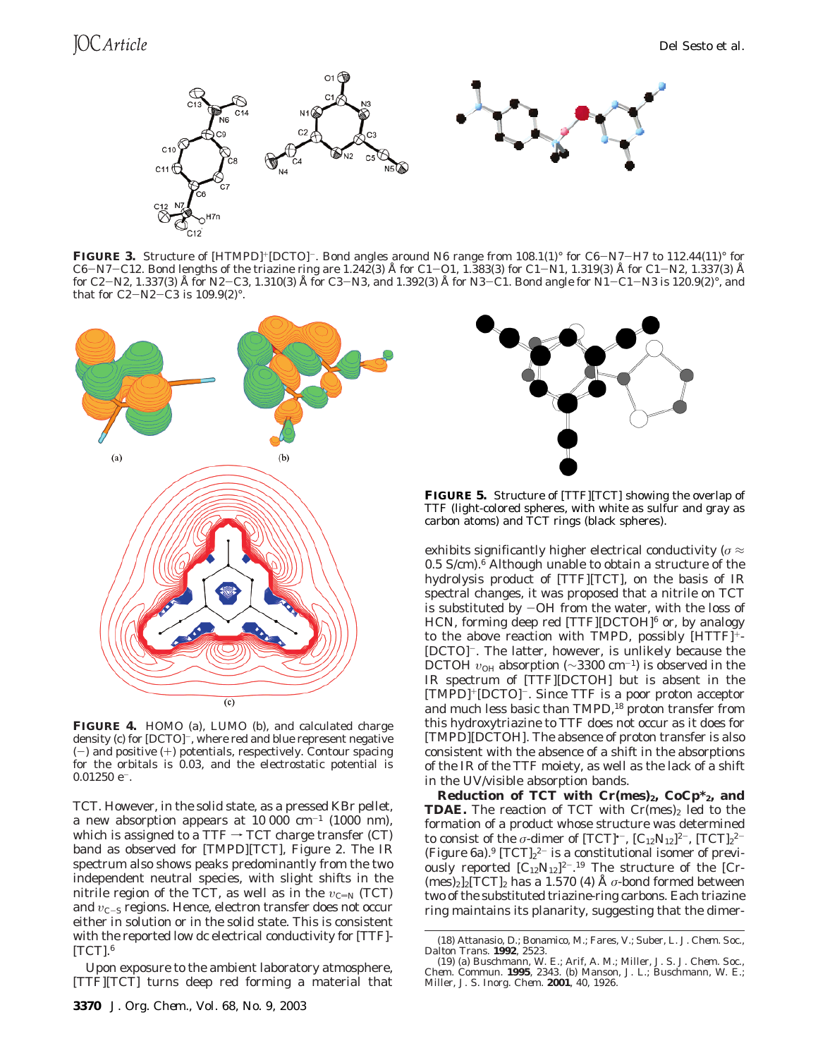**FIGURE 3.** Structure of $[HTMPD]^+[DCTO]^-$. Bond angles around N6 range from 108.1(1)° for C6−N7−H7 to 112.44(11)° for C6−N7−C12. Bond lengths of the triazine ring are 1.242(3) Å for C1−O1, 1.383(3) for C1−N1, 1.319(3) Å for C1−N2, 1.337(3) Å for C2−N2, 1.337(3) Å for N2−C3, 1.310(3) Å for C3−N3, and 1.392(3) Å for N3−C1. Bond angle for N1−C1−N3 is 120.9(2)°, and that for C2−N2−C3 is 109.9(2)°.

**FIGURE 4.** HOMO (a), LUMO (b), and calculated charge density (c) for $[DCTO]^-$, where red and blue represent negative (−) and positive (+) potentials, respectively. Contour spacing for the orbitals is 0.03, and the electrostatic potential is 0.01250 $e^-$.

**FIGURE 5.** Structure of [TTF][TCT] showing the overlap of TTF (light-colored spheres, with white as sulfur and gray as carbon atoms) and TCT rings (black spheres).

TCT. However, in the solid state, as a pressed KBr pellet, a new absorption appears at 10 000 $cm^{-1}$ (1000 nm), which is assigned to a TTF → TCT charge transfer (CT) band as observed for [TMPD][TCT], Figure 2. The IR spectrum also shows peaks predominantly from the two independent neutral species, with slight shifts in the nitrile region of the TCT, in the $\upsilon_{C=N}$ (TCT) and $\upsilon_{C-S}$ regions. Hence, electron transfer does not occur either in solution or in the solid state. This is consistent with the reported low dc electrical conductivity for [TTF][TCT].[6]

Upon exposure to the ambient laboratory atmosphere, [TTF][TCT] turns deep red forming a material that exhibits significantly higher electrical conductivity ($\sigma \approx$ 0.5 S/cm).[6] Although unable to obtain a structure of the hydrolysis product of [TTF][TCT], on the basis of IR spectral changes, it was proposed that a nitrile on TCT is substituted by −OH from the water, with the loss of HCN, forming deep red [TTF][DCTOH][6] or, by analogy to the above reaction with TMPD, possibly $[HTTF]^+[DCTO]^-$. The latter, however, is unlikely because the DCTOH $\upsilon_{OH}$ absorption (∼3300 $cm^{-1}$) is observed in the IR spectrum of [TTF][DCTOH] but is absent in the $[TMPD]^+[DCTO]^-$. Since TTF is a poor proton acceptor and much less basic than TMPD,[18] proton transfer from this hydroxytriazine to TTF does not occur as it does for [TMPD][DCTOH]. The absence of proton transfer is also consistent with the absence of a shift in the absorptions of the IR of the TTF moiety, as well as the lack of a shift in the UV/visible absorption bands.

**Reduction of TCT with $Cr(mes)_2$, $CoCp^*_2$, and TDAE.** The reaction of TCT with $Cr(mes)_2$ led to the formation of a product whose structure was determined to consist of the σ-dimer of $[TCT]^{\bullet-}$, $[C_{12}N_{12}]^{2-}$, $[TCT]_2^{2-}$ (Figure 6a).[9] $[TCT]_2^{2-}$ is a constitutional isomer of previously reported $[C_{12}N_{12}]^{2-}$.[19] The structure of the $[Cr(mes)_2]_2[TCT]_2$ has a 1.570 (4) Å σ-bond formed between two of the substituted triazine-ring carbons. Each triazine ring maintains its planarity, suggesting that the dimer-

(18) Attanasio, D.; Bonamico, M.; Fares, V.; Suber, L. *J. Chem. Soc., Dalton Trans.* **1992**, 2523.

(19) (a) Buschmann, W. E.; Arif, A. M.; Miller, J. S. *J. Chem. Soc., Chem. Commun.* **1995**, 2343. (b) Manson, J. L.; Buschmann, W. E.; Miller, J. S. *Inorg. Chem.* **2001**, 40, 1926.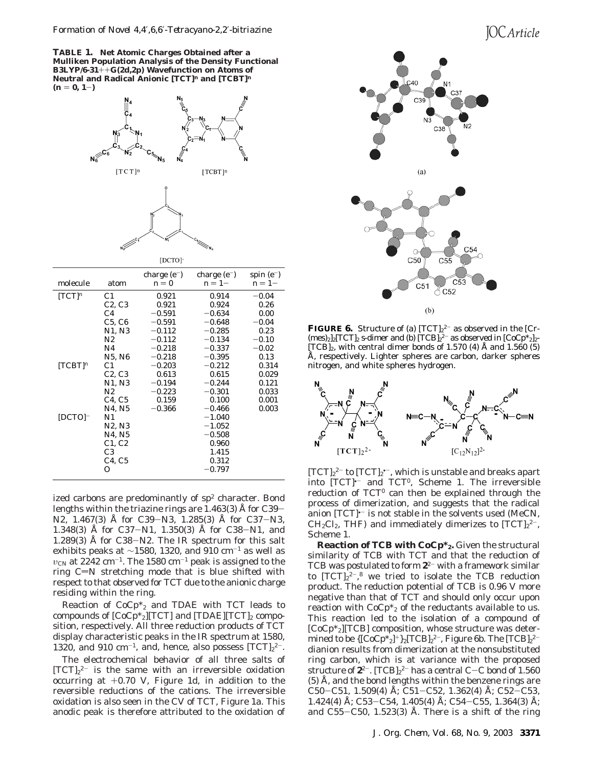**TABLE 1. Net Atomic Charges Obtained after a Mulliken Population Analysis of the Density Functional B3LYP/6-31++G(2d,2p) Wavefunction on Atoms of Neutral and Radical Anionic $[TCT]^n$ and $[TCBT]^n$ ($n = 0, 1-$)**

| molecule | atom | charge ($e^-$) $n = 0$ | charge ($e^-$) $n = 1-$ | spin ($e^-$) $n = 1-$ |
|---|---|---|---|---|
| $[TCT]^n$ | C1 | 0.921 | 0.914 | −0.04 |
| | C2, C3 | 0.921 | 0.924 | 0.26 |
| | C4 | −0.591 | −0.634 | 0.00 |
| | C5, C6 | −0.591 | −0.648 | −0.04 |
| | N1, N3 | −0.112 | −0.285 | 0.23 |
| | N2 | −0.112 | −0.134 | −0.10 |
| | N4 | −0.218 | −0.337 | −0.02 |
| | N5, N6 | −0.218 | −0.395 | 0.13 |
| $[TCBT]^n$ | C1 | −0.203 | −0.212 | 0.314 |
| | C2, C3 | 0.613 | 0.615 | 0.029 |
| | N1, N3 | −0.194 | −0.244 | 0.121 |
| | N2 | −0.223 | −0.301 | 0.033 |
| | C4, C5 | 0.159 | 0.100 | 0.001 |
| | N4, N5 | −0.366 | −0.466 | 0.003 |
| $[DCTO]^-$ | N1 | | −1.040 | |
| | N2, N3 | | −1.052 | |
| | N4, N5 | | −0.508 | |
| | C1, C2 | | 0.960 | |
| | C3 | | 1.415 | |
| | C4, C5 | | 0.312 | |
| | O | | −0.797 | |

ized carbons are predominantly of sp[2] character. Bond lengths within the triazine rings are 1.463(3) Å for C39−N2, 1.467(3) Å for C39−N3, 1.285(3) Å for C37−N3, 1.348(3) Å for C37−N1, 1.350(3) Å for C38−N1, and 1.289(3) Å for C38−N2. The IR spectrum for this salt exhibits peaks at ~1580, 1320, and 910 cm$^{-1}$ as well as $\upsilon_{CN}$ at 2242 cm$^{-1}$. The 1580 cm$^{-1}$ peak is assigned to the ring C=N stretching mode that is blue shifted with respect to that observed for TCT due to the anionic charge residing within the ring.

Reaction of $CoCp^*_2$ and TDAE with TCT leads to compounds of $[CoCp^*_2][TCT]$ and $[TDAE][TCT]_2$ composition, respectively. All three reduction products of TCT display characteristic peaks in the IR spectrum at 1580, 1320, and 910 cm$^{-1}$, and, hence, also possess $[TCT]_2^{2-}$.

The electrochemical behavior of all three salts of $[TCT]_2^{2-}$ is the same with an irreversible oxidation occurring at +0.70 V, Figure 1d, in addition to the reversible reductions of the cations. The irreversible oxidation is also seen in the CV of TCT, Figure 1a. This anodic peak is therefore attributed to the oxidation of $[TCT]_2^{2-}$ to $[TCT]_2^{\bullet-}$, which is unstable and breaks apart into $[TCT]^{\bullet-}$ and $TCT^0$, Scheme 1. The irreversible reduction of $TCT^0$ can then be explained through the process of dimerization, and suggests that the radical anion $[TCT]^{\bullet-}$ is not stable in the solvents used (MeCN, $CH_2Cl_2$, THF) and immediately dimerizes to $[TCT]_2^{2-}$, Scheme 1.

**FIGURE 6.** Structure of (a) $[TCT]_2^{2-}$ as observed in the $[Cr(mes)_2]_2[TCT]_2$ *s*-dimer and (b) $[TCB]_2^{2-}$ as observed in $[CoCp^*_2]_2[TCB]_2$, with central dimer bonds of 1.570 (4) Å and 1.560 (5) Å, respectively. Lighter spheres are carbon, darker spheres nitrogen, and white spheres hydrogen.

**Reaction of TCB with $CoCp^*_2$.** Given the structural similarity of TCB with TCT and that the reduction of TCB was postulated to form $\mathbf{2}^{2-}$ with a framework similar to $[TCT]_2^{2-}$,[8] we tried to isolate the TCB reduction product. The reduction potential of TCB is 0.96 V more negative than that of TCT and should only occur upon reaction with $CoCp^*_2$ of the reductants available to us. This reaction led to the isolation of a compound of $[CoCp^*_2][TCB]$ composition, whose structure was determined to be $\{[CoCp^*_2]^+\}_2[TCB]_2^{2-}$, Figure 6b. The $[TCB]_2^{2-}$ dianion results from dimerization at the nonsubstituted ring carbon, which is at variance with the proposed structure of $\mathbf{2}^{2-}$. $[TCB]_2^{2-}$ has a central C−C bond of 1.560 (5) Å, and the bond lengths within the benzene rings are C50−C51, 1.509(4) Å; C51−C52, 1.362(4) Å; C52−C53, 1.424(4) Å; C53−C54, 1.405(4) Å; C54−C55, 1.364(3) Å; and C55−C50, 1.523(3) Å. There is a shift of the ring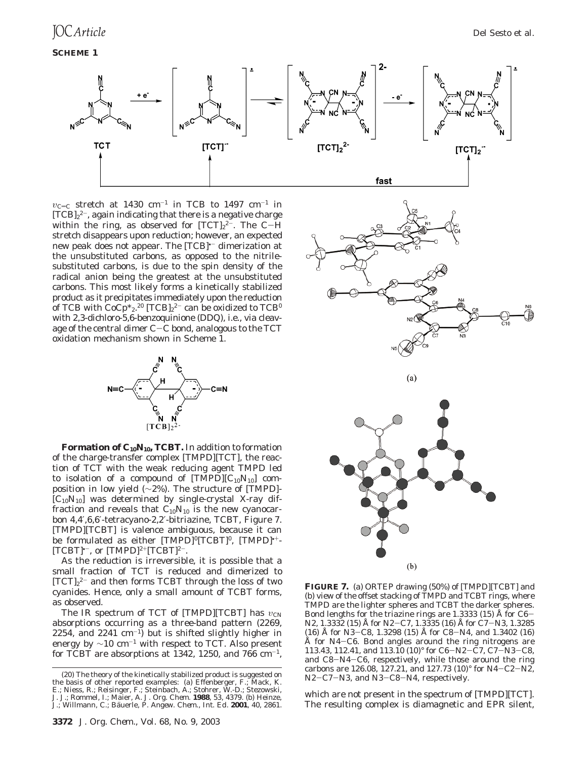**SCHEME 1**

$\nu_{C=C}$ stretch at 1430 cm$^{-1}$ in TCB to 1497 cm$^{-1}$ in $[TCB]_2^{2-}$, again indicating that there is a negative charge within the ring, as observed for $[TCT]_2^{2-}$. The C−H stretch disappears upon reduction; however, an expected new peak does not appear. The $[TCB]^{\bullet-}$ dimerization at the unsubstituted carbons, as opposed to the nitrile-substituted carbons, is due to the spin density of the radical anion being the greatest at the unsubstituted carbons. This most likely forms a kinetically stabilized product as it precipitates immediately upon the reduction of TCB with $CoCp^*_2$.[20] $[TCB]_2^{2-}$ can be oxidized to $TCB^0$ with 2,3-dichloro-5,6-benzoquinione (DDQ), i.e., via cleavage of the central dimer C−C bond, analogous to the TCT oxidation mechanism shown in Scheme 1.

**Formation of $C_{10}N_{10}$, TCBT.** In addition to formation of the charge-transfer complex [TMPD][TCT], the reaction of TCT with the weak reducing agent TMPD led to isolation of a compound of $[TMPD][C_{10}N_{10}]$ composition in low yield (~2%). The structure of $[TMPD][C_{10}N_{10}]$ was determined by single-crystal X-ray diffraction and reveals that $C_{10}N_{10}$ is the new cyanocarbon 4,4′,6,6′-tetracyano-2,2′-bitriazine, TCBT, Figure 7. [TMPD][TCBT] is valence ambiguous, because it can be formulated as either $[TMPD]^0[TCBT]^0$, $[TMPD]^{\bullet+}[TCBT]^{\bullet-}$, or $[TMPD]^{2+}[TCBT]^{2-}$.

As the reduction is irreversible, it is possible that a small fraction of TCT is reduced and dimerized to $[TCT]_2^{2-}$ and then forms TCBT through the loss of two cyanides. Hence, only a small amount of TCBT forms, as observed.

The IR spectrum of TCT of [TMPD][TCBT] has $\nu_{CN}$ absorptions occurring as a three-band pattern (2269, 2254, and 2241 cm$^{-1}$) but is shifted slightly higher in energy by ~10 cm$^{-1}$ with respect to TCT. Also present for TCBT are absorptions at 1342, 1250, and 766 cm$^{-1}$, which are not present in the spectrum of [TMPD][TCT]. The resulting complex is diamagnetic and EPR silent,

**FIGURE 7.** (a) ORTEP drawing (50%) of [TMPD][TCBT] and (b) view of the offset stacking of TMPD and TCBT rings, where TMPD are the lighter spheres and TCBT the darker spheres. Bond lengths for the triazine rings are 1.3333 (15) Å for C6−N2, 1.3332 (15) Å for N2−C7, 1.3335 (16) Å for C7−N3, 1.3285 (16) Å for N3−C8, 1.3298 (15) Å for C8−N4, and 1.3402 (16) Å for N4−C6. Bond angles around the ring nitrogens are 113.43, 112.41, and 113.10 (10)° for C6−N2−C7, C7−N3−C8, and C8−N4−C6, respectively, while those around the ring carbons are 126.08, 127.21, and 127.73 (10)° for N4−C2−N2, N2−C7−N3, and N3−C8−N4, respectively.

(20) The theory of the kinetically stabilized product is suggested on the basis of other reported examples: (a) Effenberger, F.; Mack, K. E.; Niess, R.; Reisinger, F.; Steinbach, A.; Stohrer, W.-D.; Stezowski, J. J.; Rommel, I.; Maier, A. *J. Org. Chem.* **1988**, *53*, 4379. (b) Heinze, J.; Willmann, C.; Bäuerle, P. *Angew. Chem., Int. Ed.* **2001**, *40*, 2861.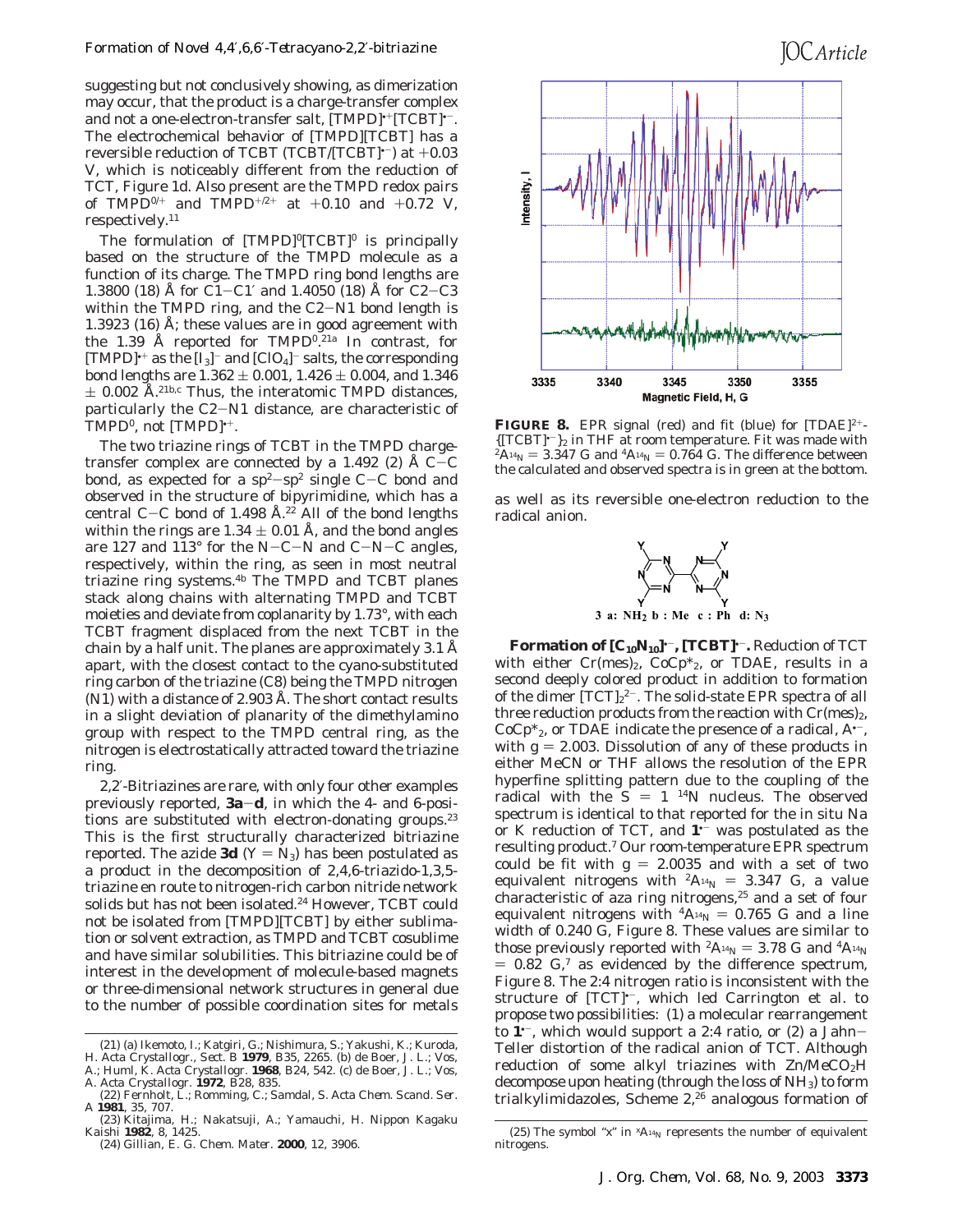suggesting but not conclusively showing, as dimerization may occur, that the product is a charge-transfer complex and not a one-electron-transfer salt, $[TMPD]^{•+}[TCBT]^{•-}$. The electrochemical behavior of [TMPD][TCBT] has a reversible reduction of TCBT ($TCBT/[TCBT]^{•-}$) at +0.03 V, which is noticeably different from the reduction of TCT, Figure 1d. Also present are the TMPD redox pairs of $TMPD^{0/+}$ and $TMPD^{+/2+}$ at +0.10 and +0.72 V, respectively.[11]

The formulation of $[TMPD]^0[TCBT]^0$ is principally based on the structure of the TMPD molecule as a function of its charge. The TMPD ring bond lengths are 1.3800 (18) Å for C1−C1′ and 1.4050 (18) Å for C2−C3 within the TMPD ring, and the C2−N1 bond length is 1.3923 (16) Å; these values are in good agreement with the 1.39 Å reported for $TMPD^0$.[21a] In contrast, for $[TMPD]^{•+}$ as the $[I_3]^-$ and $[ClO_4]^-$ salts, the corresponding bond lengths are 1.362 ± 0.001, 1.426 ± 0.004, and 1.346 ± 0.002 Å.[21b,c] Thus, the interatomic TMPD distances, particularly the C2−N1 distance, are characteristic of $TMPD^0$, not $[TMPD]^{•+}$.

The two triazine rings of TCBT in the TMPD charge-transfer complex are connected by a 1.492 (2) Å C−C bond, as expected for a $sp^2$−$sp^2$ single C−C bond and observed in the structure of bipyrimidine, which has a central C−C bond of 1.498 Å.[22] All of the bond lengths within the rings are 1.34 ± 0.01 Å, and the bond angles are 127 and 113° for the N−C−N and C−N−C angles, respectively, within the ring, as seen in most neutral triazine ring systems.[4b] The TMPD and TCBT planes stack along chains with alternating TMPD and TCBT moieties and deviate from coplanarity by 1.73°, with each TCBT fragment displaced from the next TCBT in the chain by a half unit. The planes are approximately 3.1 Å apart, with the closest contact to the cyano-substituted ring carbon of the triazine (C8) being the TMPD nitrogen (N1) with a distance of 2.903 Å. The short contact results in a slight deviation of planarity of the dimethylamino group with respect to the TMPD central ring, as the nitrogen is electrostatically attracted toward the triazine ring.

2,2′-Bitriazines are rare, with only four other examples previously reported, **3a**−**d**, in which the 4- and 6-positions are substituted with electron-donating groups.[23] This is the first structurally characterized bitriazine reported. The azide **3d** (Y = $N_3$) has been postulated as a product in the decomposition of 2,4,6-triazido-1,3,5-triazine en route to nitrogen-rich carbon nitride network solids but has not been isolated.[24] However, TCBT could not be isolated from [TMPD][TCBT] by either sublimation or solvent extraction, as TMPD and TCBT cosublime and have similar solubilities. This bitriazine could be of interest in the development of molecule-based magnets or three-dimensional network structures in general due to the number of possible coordination sites for metals as well as its reversible one-electron reduction to the radical anion.

**3 a:** $NH_2$ **b**: Me **c**: Ph **d**: $N_3$

**FIGURE 8.** EPR signal (red) and fit (blue) for $[TDAE]^{2+}\{[TCBT]^{•-}\}_2$ in THF at room temperature. Fit was made with ${}^2A_{^{14}N}$ = 3.347 G and ${}^4A_{^{14}N}$ = 0.764 G. The difference between the calculated and observed spectra is in green at the bottom.

**Formation of $[C_{10}N_{10}]^{•-}$, $[TCBT]^{•-}$.** Reduction of TCT with either $Cr(mes)_2$, $CoCp^*_2$, or TDAE, results in a second deeply colored product in addition to formation of the dimer $[TCT]_2^{2-}$. The solid-state EPR spectra of all three reduction products from the reaction with $Cr(mes)_2$, $CoCp^*_2$, or TDAE indicate the presence of a radical, $A^{•-}$, with $g$ = 2.003. Dissolution of any of these products in either MeCN or THF allows the resolution of the EPR hyperfine splitting pattern due to the coupling of the radical with the $S$ = 1 $^{14}N$ nucleus. The observed spectrum is identical to that reported for the in situ Na or K reduction of TCT, and $\mathbf{1}^{•-}$ was postulated as the resulting product.[7] Our room-temperature EPR spectrum could be fit with $g$ = 2.0035 and with a set of two equivalent nitrogens with ${}^2A_{^{14}N}$ = 3.347 G, a value characteristic of aza ring nitrogens,[25] and a set of four equivalent nitrogens with ${}^4A_{^{14}N}$ = 0.765 G and a line width of 0.240 G, Figure 8. These values are similar to those previously reported with ${}^2A_{^{14}N}$ = 3.78 G and ${}^4A_{^{14}N}$ = 0.82 G,[7] as evidenced by the difference spectrum, Figure 8. The 2:4 nitrogen ratio is inconsistent with the structure of $[TCT]^{•-}$, which led Carrington et al. to propose two possibilities: (1) a molecular rearrangement to $\mathbf{1}^{•-}$, which would support a 2:4 ratio, or (2) a Jahn−Teller distortion of the radical anion of TCT. Although reduction of some alkyl triazines with $Zn/MeCO_2H$ decompose upon heating (through the loss of $NH_3$) to form trialkylimidazoles, Scheme 2,[26] analogous formation of

(21) (a) Ikemoto, I.; Katgiri, G.; Nishimura, S.; Yakushi, K.; Kuroda, H. *Acta Crystallogr., Sect. B* **1979**, B35, 2265. (b) de Boer, J. L.; Vos, A.; Huml, K. *Acta Crystallogr.* **1968**, B24, 542. (c) de Boer, J. L.; Vos, A. *Acta Crystallogr.* **1972**, B28, 835.

(22) Fernholt, L.; Romming, C.; Samdal, S. *Acta Chem. Scand. Ser. A* **1981**, 35, 707.

(23) Kitajima, H.; Nakatsuji, A.; Yamauchi, H. *Nippon Kagaku Kaishi* **1982**, 8, 1425.

(24) Gillian, E. G. *Chem. Mater.* **2000**, 12, 3906.

(25) The symbol "x" in ${}^xA_{^{14}N}$ represents the number of equivalent nitrogens.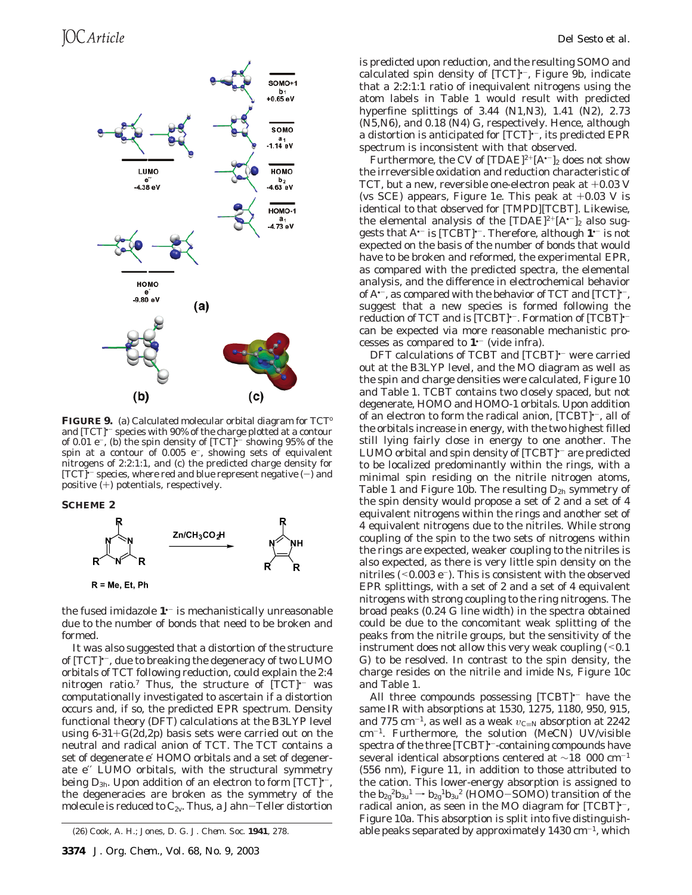**FIGURE 9.** (a) Calculated molecular orbital diagram for TCT° and [TCT]$^{•-}$ species with 90% of the charge plotted at a contour of 0.01 e$^-$, (b) the spin density of [TCT]$^{•-}$ showing 95% of the spin at a contour of 0.005 e$^-$, showing sets of equivalent nitrogens of 2:2:1:1, and (c) the predicted charge density for [TCT]$^{•-}$ species, where red and blue represent negative (−) and positive (+) potentials, respectively.

**SCHEME 2**

R = Me, Et, Ph

the fused imidazole **1**$^{•-}$ is mechanistically unreasonable due to the number of bonds that need to be broken and formed.

It was also suggested that a distortion of the structure of [TCT]$^{•-}$, due to breaking the degeneracy of two LUMO orbitals of TCT following reduction, could explain the 2:4 nitrogen ratio.[7] Thus, the structure of [TCT]$^{•-}$ was computationally investigated to ascertain if a distortion occurs and, if so, the predicted EPR spectrum. Density functional theory (DFT) calculations at the B3LYP level using 6-31+G(2d,2p) basis sets were carried out on the neutral and radical anion of TCT. The TCT contains a set of degenerate e′ HOMO orbitals and a set of degenerate e″ LUMO orbitals, with the structural symmetry being $D_{3h}$. Upon addition of an electron to form [TCT]$^{•-}$, the degeneracies are broken as the symmetry of the molecule is reduced to $C_{2v}$. Thus, a Jahn–Teller distortion is predicted upon reduction, and the resulting SOMO and calculated spin density of [TCT]$^{•-}$, Figure 9b, indicate that a 2:2:1:1 ratio of inequivalent nitrogens using the atom labels in Table 1 would result with predicted hyperfine splittings of 3.44 (N1,N3), 1.41 (N2), 2.73 (N5,N6), and 0.18 (N4) G, respectively. Hence, although a distortion is anticipated for [TCT]$^{•-}$, its predicted EPR spectrum is inconsistent with that observed.

Furthermore, the CV of $[TDAE]^{2+}[A^{•-}]_2$ does not show the irreversible oxidation and reduction characteristic of TCT, but a new, reversible one-electron peak at +0.03 V (vs SCE) appears, Figure 1e. This peak at +0.03 V is identical to that observed for [TMPD][TCBT]. Likewise, the elemental analysis of the $[TDAE]^{2+}[A^{•-}]_2$ also suggests that $A^{•-}$ is [TCBT]$^{•-}$. Therefore, although **1**$^{•-}$ is not expected on the basis of the number of bonds that would have to be broken and reformed, the experimental EPR, as compared with the predicted spectra, the elemental analysis, and the difference in electrochemical behavior of $A^{•-}$, as compared with the behavior of TCT and [TCT]$^{•-}$, suggest that a new species is formed following the reduction of TCT and is [TCBT]$^{•-}$. Formation of [TCBT]$^{•-}$ can be expected via more reasonable mechanistic processes as compared to **1**$^{•-}$ (vide infra).

DFT calculations of TCBT and [TCBT]$^{•-}$ were carried out at the B3LYP level, and the MO diagram as well as the spin and charge densities were calculated, Figure 10 and Table 1. TCBT contains two closely spaced, but not degenerate, HOMO and HOMO-1 orbitals. Upon addition of an electron to form the radical anion, [TCBT]$^{•-}$, all of the orbitals increase in energy, with the two highest filled still lying fairly close in energy to one another. The LUMO orbital and spin density of [TCBT]$^{•-}$ are predicted to be localized predominantly within the rings, with a minimal spin residing on the nitrile nitrogen atoms, Table 1 and Figure 10b. The resulting $D_{2h}$ symmetry of the spin density would propose a set of 2 and a set of 4 equivalent nitrogens within the rings and another set of 4 equivalent nitrogens due to the nitriles. While strong coupling of the spin to the two sets of nitrogens within the rings are expected, weaker coupling to the nitriles is also expected, as there is very little spin density on the nitriles (<0.003 e$^-$). This is consistent with the observed EPR splittings, with a set of 2 and a set of 4 equivalent nitrogens with strong coupling to the ring nitrogens. The broad peaks (0.24 G line width) in the spectra obtained could be due to the concomitant weak splitting of the peaks from the nitrile groups, but the sensitivity of the instrument does not allow this very weak coupling (<0.1 G) to be resolved. In contrast to the spin density, the charge resides on the nitrile and imide Ns, Figure 10c and Table 1.

All three compounds possessing [TCBT]$^{•-}$ have the same IR with absorptions at 1530, 1275, 1180, 950, 915, and 775 cm$^{-1}$, as well as a weak $\nu_{C\equiv N}$ absorption at 2242 cm$^{-1}$. Furthermore, the solution (MeCN) UV/visible spectra of the three [TCBT]$^{•-}$-containing compounds have several identical absorptions centered at ~18 000 cm$^{-1}$ (556 nm), Figure 11, in addition to those attributed to the cation. This lower-energy absorption is assigned to the $b_{2g}^2b_{3u}^1 \rightarrow b_{2g}^1b_{3u}^2$ (HOMO–SOMO) transition of the radical anion, as seen in the MO diagram for [TCBT]$^{•-}$, Figure 10a. This absorption is split into five distinguishable peaks separated by approximately 1430 cm$^{-1}$, which

(26) Cook, A. H.; Jones, D. G. *J. Chem. Soc.* **1941**, 278.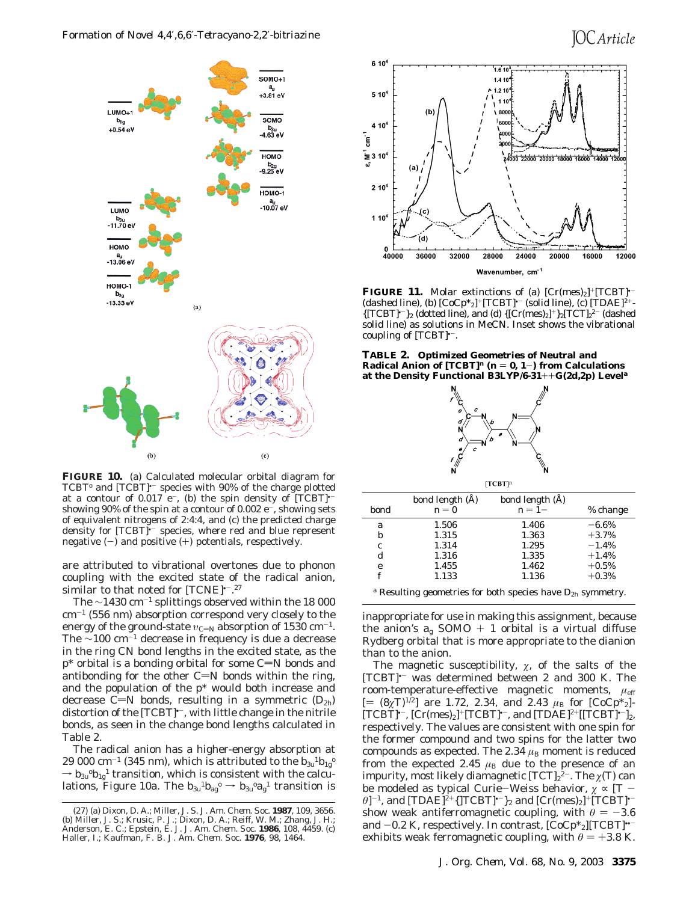**FIGURE 10.** (a) Calculated molecular orbital diagram for TCBT° and $[TCBT]^{\bullet-}$ species with 90% of the charge plotted at a contour of 0.017 $e^-$, (b) the spin density of $[TCBT]^{\bullet-}$ showing 90% of the spin at a contour of 0.002 $e^-$, showing sets of equivalent nitrogens of 2:4:4, and (c) the predicted charge density for $[TCBT]^{\bullet-}$ species, where red and blue represent negative (−) and positive (+) potentials, respectively.

are attributed to vibrational overtones due to phonon coupling with the excited state of the radical anion, similar to that noted for $[TCNE]^{\bullet-}$.[27]

The ~1430 $cm^{-1}$ splittings observed within the 18 000 $cm^{-1}$ (556 nm) absorption correspond very closely to the energy of the ground-state $\upsilon_{C=N}$ absorption of 1530 $cm^{-1}$. The ~100 $cm^{-1}$ decrease in frequency is due a decrease in the ring CN bond lengths in the excited state, as the p* orbital is a bonding orbital for some C=N bonds and antibonding for the other C=N bonds within the ring, and the population of the p* would both increase and decrease C=N bonds, resulting in a symmetric ($D_{2h}$) distortion of the $[TCBT]^{\bullet-}$, with little change in the nitrile bonds, as seen in the change bond lengths calculated in Table 2.

The radical anion has a higher-energy absorption at 29 000 $cm^{-1}$ (345 nm), which is attributed to the $b_{3u}{}^1b_{1g}{}^o \rightarrow b_{3u}{}^ob_{1g}{}^1$ transition, which is consistent with the calculations, Figure 10a. The $b_{3u}{}^1b_{ag}{}^o \rightarrow b_{3u}{}^oa_g{}^1$ transition is inappropriate for use in making this assignment, because the anion's $a_g$ SOMO + 1 orbital is a virtual diffuse Rydberg orbital that is more appropriate to the dianion than to the anion.

**FIGURE 11.** Molar extinctions of (a) $[Cr(mes)_2]^+[TCBT]^{\bullet-}$ (dashed line), (b) $[CoCp^*_2]^+[TCBT]^{\bullet-}$ (solid line), (c) $[TDAE]^{2+}\{[TCBT]^{\bullet-}\}_2$ (dotted line), and (d) $\{[Cr(mes)_2]^+\}_2[TCT]_2{}^{2-}$ (dashed solid line) as solutions in MeCN. Inset shows the vibrational coupling of $[TCBT]^{\bullet-}$.

**TABLE 2. Optimized Geometries of Neutral and Radical Anion of $[TCBT]^n$ ($n$ = 0, 1−) from Calculations at the Density Functional B3LYP/6-31++G(2d,2p) Level[a]**

| bond | bond length (Å) $n$ = 0 | bond length (Å) $n$ = 1− | % change |
|---|---|---|---|
| a | 1.506 | 1.406 | −6.6% |
| b | 1.315 | 1.363 | +3.7% |
| c | 1.314 | 1.295 | −1.4% |
| d | 1.316 | 1.335 | +1.4% |
| e | 1.455 | 1.462 | +0.5% |
| f | 1.133 | 1.136 | +0.3% |

[a] Resulting geometries for both species have $D_{2h}$ symmetry.

The magnetic susceptibility, $\chi$, of the salts of the $[TCBT]^{\bullet-}$ was determined between 2 and 300 K. The room-temperature-effective magnetic moments, $\mu_{eff}$ [= $(8\chi T)^{1/2}$] are 1.72, 2.34, and 2.43 $\mu_B$ for $[CoCp^*_2][TCBT]^{\bullet-}$, $[Cr(mes)_2]^+[TCBT]^{\bullet-}$, and $[TDAE]^{2+}[[TCBT]^{\bullet-}]_2$, respectively. The values are consistent with one spin for the former compound and two spins for the latter two compounds as expected. The 2.34 $\mu_B$ moment is reduced from the expected 2.45 $\mu_B$ due to the presence of an impurity, most likely diamagnetic $[TCT]_2{}^{2-}$. The $\chi(T)$ can be modeled as typical Curie–Weiss behavior, $\chi \propto [T - \theta]^{-1}$, and $[TDAE]^{2+}\{[TCBT]^{\bullet-}\}_2$ and $[Cr(mes)_2]^+[TCBT]^{\bullet-}$ show weak antiferromagnetic coupling, with $\theta$ = −3.6 and −0.2 K, respectively. In contrast, $[CoCp^*_2][TCBT]^{\bullet-}$ exhibits weak ferromagnetic coupling, with $\theta$ = +3.8 K.

(27) (a) Dixon, D. A.; Miller, J. S. *J. Am. Chem. Soc.* **1987**, 109, 3656. (b) Miller, J. S.; Krusic, P. J.; Dixon, D. A.; Reiff, W. M.; Zhang, J. H.; Anderson, E. C.; Epstein, E. J. *J. Am. Chem. Soc.* **1986**, 108, 4459. (c) Haller, I.; Kaufman, F. B. *J. Am. Chem. Soc.* **1976**, 98, 1464.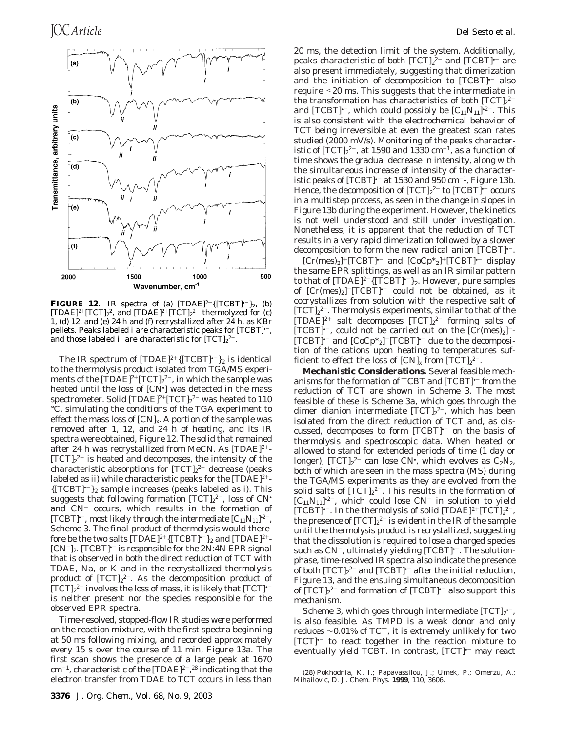**FIGURE 12.** IR spectra of (a) $[TDAE]^{2+}\{[TCBT]^{•-}\}_2$, (b) $[TDAE]^{2+}[TCT]_2{}^{2}$, and $[TDAE]^{2+}[TCT]_2{}^{2-}$ thermolyzed for (c) 1, (d) 12, and (e) 24 h and (f) recrystallized after 24 h, as KBr pellets. Peaks labeled i are characteristic peaks for $[TCBT]^{•-}$, and those labeled ii are characteristic for $[TCT]_2{}^{2-}$.

The IR spectrum of $[TDAE]^{2+}\{[TCBT]^{•-}\}_2$ is identical to the thermolysis product isolated from TGA/MS experiments of the $[TDAE]^{2+}[TCT]_2{}^{2-}$, in which the sample was heated until the loss of $[CN^•]$ was detected in the mass spectrometer. Solid $[TDAE]^{2+}[TCT]_2{}^{2-}$ was heated to 110 °C, simulating the conditions of the TGA experiment to effect the mass loss of $[CN]_x$. A portion of the sample was removed after 1, 12, and 24 h of heating, and its IR spectra were obtained, Figure 12. The solid that remained after 24 h was recrystallized from MeCN. As $[TDAE]^{2+}[TCT]_2{}^{2-}$ is heated and decomposes, the intensity of the characteristic absorptions for $[TCT]_2{}^{2-}$ decrease (peaks labeled as ii) while characteristic peaks for the $[TDAE]^{2+}\{[TCBT]^{•-}\}_2$ sample increases (peaks labeled as i). This suggests that following formation $[TCT]_2{}^{2-}$, loss of $CN^•$ and $CN^-$ occurs, which results in the formation of $[TCBT]^{•-}$, most likely through the intermediate $[C_{11}N_{11}]^{•2-}$, Scheme 3. The final product of thermolysis would therefore be the two salts $[TDAE]^{2+}\{[TCBT]^{•-}\}_2$ and $[TDAE]^{2+}[CN^-]_2$. $[TCBT]^{•-}$ is responsible for the 2N:4N EPR signal that is observed in both the direct reduction of TCT with TDAE, Na, or K and in the recrystallized thermolysis product of $[TCT]_2{}^{2-}$. As the decomposition product of $[TCT]_2{}^{2-}$ involves the loss of mass, it is likely that $[TCT]^{•-}$ is neither present nor the species responsible for the observed EPR spectra.

Time-resolved, stopped-flow IR studies were performed on the reaction mixture, with the first spectra beginning at 50 ms following mixing, and recorded approximately every 15 s over the course of 11 min, Figure 13a. The first scan shows the presence of a large peak at 1670 $cm^{-1}$, characteristic of the $[TDAE]^{2+}$,[28] indicating that the electron transfer from TDAE to TCT occurs in less than 20 ms, the detection limit of the system. Additionally, peaks characteristic of both $[TCT]_2{}^{2-}$ and $[TCBT]^{•-}$ are also present immediately, suggesting that dimerization and the initiation of decomposition to $[TCBT]^{•-}$ also require <20 ms. This suggests that the intermediate in the transformation has characteristics of both $[TCT]_2{}^{2-}$ and $[TCBT]^{•-}$, which could possibly be $[C_{11}N_{11}]^{•2-}$. This is also consistent with the electrochemical behavior of TCT being irreversible at even the greatest scan rates studied (2000 mV/s). Monitoring of the peaks characteristic of $[TCT]_2{}^{2-}$, at 1590 and 1330 $cm^{-1}$, as a function of time shows the gradual decrease in intensity, along with the simultaneous increase of intensity of the characteristic peaks of $[TCBT]^{•-}$ at 1530 and 950 $cm^{-1}$, Figure 13b. Hence, the decomposition of $[TCT]_2{}^{2-}$ to $[TCBT]^{•-}$ occurs in a multistep process, as seen in the change in slopes in Figure 13b during the experiment. However, the kinetics is not well understood and still under investigation. Nonetheless, it is apparent that the reduction of TCT results in a very rapid dimerization followed by a slower decomposition to form the new radical anion $[TCBT]^{•-}$.

$[Cr(mes)_2]^+[TCBT]^{•-}$ and $[CoCp^*_2]^+[TCBT]^{•-}$ display the same EPR splittings, as well as an IR similar pattern to that of $[TDAE]^{2+}\{[TCBT]^{•-}\}_2$. However, pure samples of $[Cr(mes)_2]^+[TCBT]^{•-}$ could not be obtained, as it cocrystallizes from solution with the respective salt of $[TCT]_2{}^{2-}$. Thermolysis experiments, similar to that of the $[TDAE]^{2+}$ salt decomposes $[TCT]_2{}^{2-}$ forming salts of $[TCBT]^{•-}$, could not be carried out on the $[Cr(mes)_2]^+[TCBT]^{•-}$ and $[CoCp^*_2]^+[TCBT]^{•-}$ due to the decomposition of the cations upon heating to temperatures sufficient to effect the loss of $[CN]_x$ from $[TCT]_2{}^{2-}$.

**Mechanistic Considerations.** Several feasible mechanisms for the formation of TCBT and $[TCBT]^{•-}$ from the reduction of TCT are shown in Scheme 3. The most feasible of these is Scheme 3a, which goes through the dimer dianion intermediate $[TCT]_2{}^{2-}$, which has been isolated from the direct reduction of TCT and, as discussed, decomposes to form $[TCBT]^{•-}$ on the basis of thermolysis and spectroscopic data. When heated or allowed to stand for extended periods of time (1 day or longer), $[TCT]_2{}^{2-}$ can lose $CN^•$, which evolves as $C_2N_2$, both of which are seen in the mass spectra (MS) during the TGA/MS experiments as they are evolved from the solid salts of $[TCT]_2{}^{2-}$. This results in the formation of $[C_{11}N_{11}]^{•2-}$, which could lose $CN^-$ in solution to yield $[TCBT]^{•-}$. In the thermolysis of solid $[TDAE]^{2+}[TCT]_2{}^{2-}$, the presence of $[TCT]_2{}^{2-}$ is evident in the IR of the sample until the thermolysis product is recrystallized, suggesting that the dissolution is required to lose a charged species such as $CN^-$, ultimately yielding $[TCBT]^{•-}$. The solution-phase, time-resolved IR spectra also indicate the presence of both $[TCT]_2{}^{2-}$ and $[TCBT]^{•-}$ after the initial reduction, Figure 13, and the ensuing simultaneous decomposition of $[TCT]_2{}^{2-}$ and formation of $[TCBT]^{•-}$ also support this mechanism.

Scheme 3, which goes through intermediate $[TCT]_2{}^{•-}$, is also feasible. As TMPD is a weak donor and only reduces ~0.01% of TCT, it is extremely unlikely for two $[TCT]^{•-}$ to react together in the reaction mixture to eventually yield TCBT. In contrast, $[TCT]^{•-}$ may react

(28) Pokhodnia, K. I.; Papavassilou, J.; Umek, P.; Omerzu, A.; Mihailovic, D. J. *Chem. Phys.* **1999**, *110*, 3606.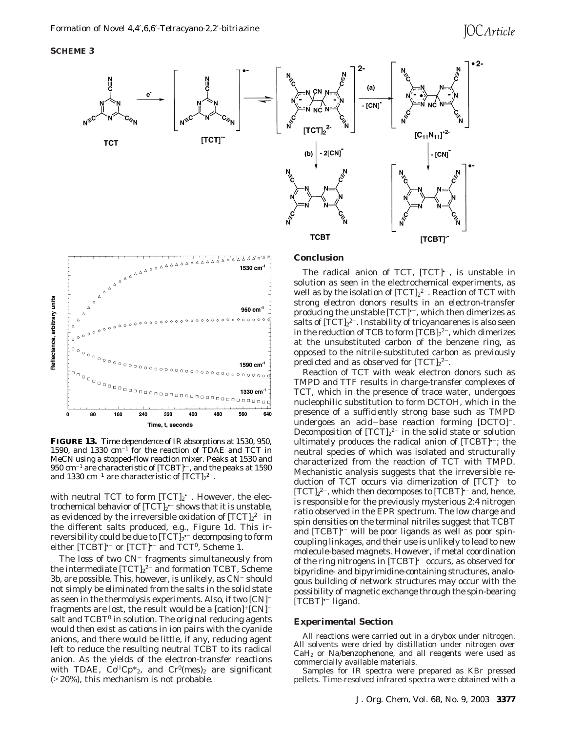**SCHEME 3**

**FIGURE 13.** Time dependence of IR absorptions at 1530, 950, 1590, and 1330 cm$^{-1}$ for the reaction of TDAE and TCT in MeCN using a stopped-flow reaction mixer. Peaks at 1530 and 950 cm$^{-1}$ are characteristic of $[TCBT]^{•-}$, and the peaks at 1590 and 1330 cm$^{-1}$ are characteristic of $[TCT]_2^{2-}$.

with neutral TCT to form $[TCT]_2^{•-}$. However, the electrochemical behavior of $[TCT]_2^{•-}$ shows that it is unstable, as evidenced by the irreversible oxidation of $[TCT]_2^{2-}$ in the different salts produced, e.g., Figure 1d. This irreversibility could be due to $[TCT]_2^{•-}$ decomposing to form either $[TCBT]^{•-}$ or $[TCT]^{•-}$ and $TCT^0$, Scheme 1.

The loss of two $CN^-$ fragments simultaneously from the intermediate $[TCT]_2^{2-}$ and formation TCBT, Scheme 3b, are possible. This, however, is unlikely, as $CN^-$ should not simply be eliminated from the salts in the solid state as seen in the thermolysis experiments. Also, if two $[CN]^-$ fragments are lost, the result would be a $[cation]^+[CN]^-$ salt and $TCBT^0$ in solution. The original reducing agents would then exist as cations in ion pairs with the cyanide anions, and there would be little, if any, reducing agent left to reduce the resulting neutral TCBT to its radical anion. As the yields of the electron-transfer reactions with TDAE, $Co^{II}Cp^*_2$, and $Cr^0(mes)_2$ are significant ($\geq$20%), this mechanism is not probable.

## Conclusion

The radical anion of TCT, $[TCT]^{•-}$, is unstable in solution as seen in the electrochemical experiments, as well as by the isolation of $[TCT]_2^{2-}$. Reaction of TCT with strong electron donors results in an electron-transfer producing the unstable $[TCT]^{•-}$, which then dimerizes as salts of $[TCT]_2^{2-}$. Instability of tricyanoarenes is also seen in the reduction of TCB to form $[TCB]_2^{2-}$, which dimerizes at the unsubstituted carbon of the benzene ring, as opposed to the nitrile-substituted carbon as previously predicted and as observed for $[TCT]_2^{2-}$.

Reaction of TCT with weak electron donors such as TMPD and TTF results in charge-transfer complexes of TCT, which in the presence of trace water, undergoes nucleophilic substitution to form DCTOH, which in the presence of a sufficiently strong base such as TMPD undergoes an acid–base reaction forming $[DCTO]^-$. Decomposition of $[TCT]_2^{2-}$ in the solid state or solution ultimately produces the radical anion of $[TCBT]^{•-}$; the neutral species of which was isolated and structurally characterized from the reaction of TCT with TMPD. Mechanistic analysis suggests that the irreversible reduction of TCT occurs via dimerization of $[TCT]^{•-}$ to $[TCT]_2^{2-}$, which then decomposes to $[TCBT]^{•-}$ and, hence, is responsible for the previously mysterious 2:4 nitrogen ratio observed in the EPR spectrum. The low charge and spin densities on the terminal nitriles suggest that TCBT and $[TCBT]^{•-}$ will be poor ligands as well as poor spin-coupling linkages, and their use is unlikely to lead to new molecule-based magnets. However, if metal coordination of the ring nitrogens in $[TCBT]^{•-}$ occurs, as observed for bipyridine- and bipyrimidine-containing structures, analogous building of network structures may occur with the possibility of magnetic exchange through the spin-bearing $[TCBT]^{•-}$ ligand.

## Experimental Section

All reactions were carried out in a drybox under nitrogen. All solvents were dried by distillation under nitrogen over $CaH_2$ or Na/benzophenone, and all reagents were used as commercially available materials.

Samples for IR spectra were prepared as KBr pressed pellets. Time-resolved infrared spectra were obtained with a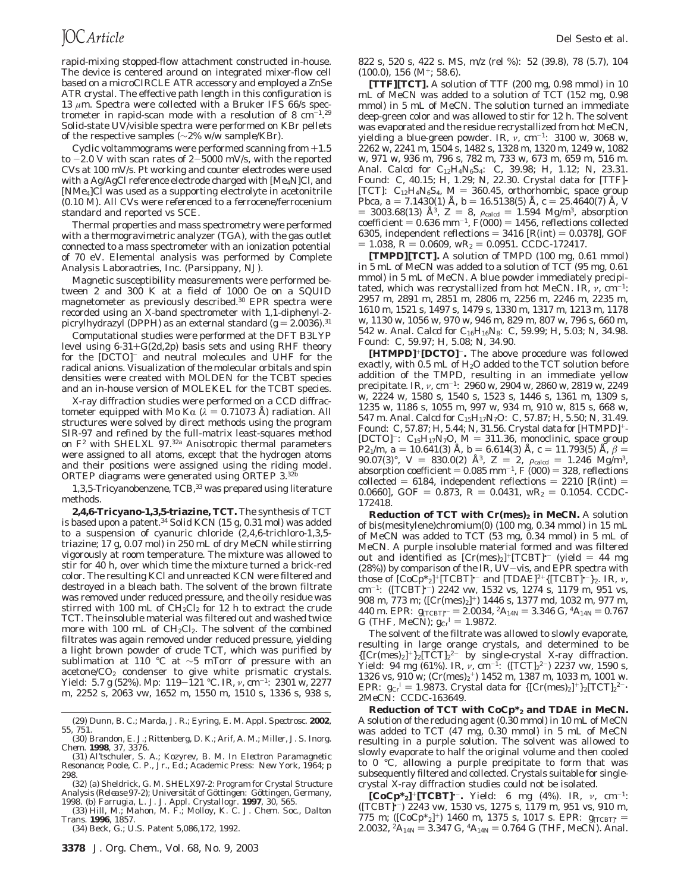rapid-mixing stopped-flow attachment constructed in-house. The device is centered around on integrated mixer-flow cell based on a microCIRCLE ATR accessory and employed a ZnSe ATR crystal. The effective path length in this configuration is 13 μm. Spectra were collected with a Bruker IFS 66/s spectrometer in rapid-scan mode with a resolution of 8 $cm^{-1}$.[29] Solid-state UV/visible spectra were performed on KBr pellets of the respective samples (∼2% w/w sample/KBr).

Cyclic voltammograms were performed scanning from +1.5 to −2.0 V with scan rates of 2−5000 mV/s, with the reported CVs at 100 mV/s. Pt working and counter electrodes were used with a Ag/AgCl reference electrode charged with $[Me_4N]Cl$, and $[NMe_4]Cl$ was used as a supporting electrolyte in acetonitrile (0.10 M). All CVs were referenced to a ferrocene/ferrocenium standard and reported vs SCE.

Thermal properties and mass spectrometry were performed with a thermogravimetric analyzer (TGA), with the gas outlet connected to a mass spectrometer with an ionization potential of 70 eV. Elemental analysis was performed by Complete Analysis Laboraotries, Inc. (Parsippany, NJ).

Magnetic susceptibility measurements were performed between 2 and 300 K at a field of 1000 Oe on a SQUID magnetometer as previously described.[30] EPR spectra were recorded using an X-band spectrometer with 1,1-diphenyl-2-picrylhydrazyl (DPPH) as an external standard ($g$ = 2.0036).[31]

Computational studies were performed at the DFT B3LYP level using 6-31+G(2d,2p) basis sets and using RHF theory for the $[DCTO]^-$ and neutral molecules and UHF for the radical anions. Visualization of the molecular orbitals and spin densities were created with MOLDEN for the TCBT species and an in-house version of MOLEKEL for the TCBT species.

X-ray diffraction studies were performed on a CCD diffractometer equipped with Mo Kα ($\lambda$ = 0.71073 Å) radiation. All structures were solved by direct methods using the program SIR-97 and refined by the full-matrix least-squares method on $F^2$ with SHELXL 97.[32a] Anisotropic thermal parameters were assigned to all atoms, except that the hydrogen atoms and their positions were assigned using the riding model. ORTEP diagrams were generated using ORTEP 3.[32b]

1,3,5-Tricyanobenzene, TCB,[33] was prepared using literature methods.

**2,4,6-Tricyano-1,3,5-triazine, TCT.** The synthesis of TCT is based upon a patent.[34] Solid KCN (15 g, 0.31 mol) was added to a suspension of cyanuric chloride (2,4,6-trichloro-1,3,5-triazine; 17 g, 0.07 mol) in 250 mL of dry MeCN while stirring vigorously at room temperature. The mixture was allowed to stir for 40 h, over which time the mixture turned a brick-red color. The resulting KCl and unreacted KCN were filtered and destroyed in a bleach bath. The solvent of the brown filtrate was removed under reduced pressure, and the oily residue was stirred with 100 mL of $CH_2Cl_2$ for 12 h to extract the crude TCT. The insoluble material was filtered out and washed twice more with 100 mL of $CH_2Cl_2$. The solvent of the combined filtrates was again removed under reduced pressure, yielding a light brown powder of crude TCT, which was purified by sublimation at 110 °C at ∼5 mTorr of pressure with an acetone/$CO_2$ condenser to give white prismatic crystals. Yield: 5.7 g (52%). Mp: 119−121 °C. IR, $\nu$, $cm^{-1}$: 2301 w, 2277 m, 2252 s, 2063 vw, 1652 m, 1550 m, 1510 s, 1336 s, 938 s, 822 s, 520 s, 422 s. MS, $m/z$ (rel %): 52 (39.8), 78 (5.7), 104 (100.0), 156 ($M^+$; 58.6).

**[TTF][TCT].** A solution of TTF (200 mg, 0.98 mmol) in 10 mL of MeCN was added to a solution of TCT (152 mg, 0.98 mmol) in 5 mL of MeCN. The solution turned an immediate deep-green color and was allowed to stir for 12 h. The solvent was evaporated and the residue recrystallized from hot MeCN, yielding a blue-green powder. IR, $\nu$, $cm^{-1}$: 3100 w, 3068 w, 2262 w, 2241 m, 1504 s, 1482 s, 1328 m, 1320 m, 1249 w, 1082 w, 971 w, 936 m, 796 s, 782 m, 733 w, 673 m, 659 m, 516 m. Anal. Calcd for $C_{12}H_4N_6S_4$: C, 39.98; H, 1.12; N, 23.31. Found: C, 40.15; H, 1.29; N, 22.30. Crystal data for [TTF][TCT]: $C_{12}H_4N_6S_4$, M = 360.45, orthorhombic, space group Pbca, $a$ = 7.1430(1) Å, $b$ = 16.5138(5) Å, $c$ = 25.4640(7) Å, $V$ = 3003.68(13) Å$^3$, $Z$ = 8, $\rho_{calcd}$ = 1.594 Mg/m$^3$, absorption coefficient = 0.636 $mm^{-1}$, $F(000)$ = 1456, reflections collected 6305, independent reflections = 3416 [$R$(int) = 0.0378], GOF = 1.038, $R$ = 0.0609, $wR_2$ = 0.0951. CCDC-172417.

**[TMPD][TCT].** A solution of TMPD (100 mg, 0.61 mmol) in 5 mL of MeCN was added to a solution of TCT (95 mg, 0.61 mmol) in 5 mL of MeCN. A blue powder immediately precipitated, which was recrystallized from hot MeCN. IR, $\nu$, $cm^{-1}$: 2957 m, 2891 m, 2851 m, 2806 m, 2256 m, 2246 m, 2235 m, 1610 m, 1521 s, 1497 s, 1479 s, 1330 m, 1317 m, 1213 m, 1178 w, 1130 w, 1056 w, 970 w, 946 m, 829 m, 807 w, 796 s, 660 m, 542 w. Anal. Calcd for $C_{16}H_{16}N_8$: C, 59.99; H, 5.03; N, 34.98. Found: C, 59.97; H, 5.08; N, 34.90.

**$[HTMPD]^+[DCTO]^-$.** The above procedure was followed exactly, with 0.5 mL of $H_2O$ added to the TCT solution before addition of the TMPD, resulting in an immediate yellow precipitate. IR, $\nu$, $cm^{-1}$: 2960 w, 2904 w, 2860 w, 2819 w, 2249 w, 2224 w, 1580 s, 1540 s, 1523 s, 1446 s, 1361 m, 1309 s, 1235 w, 1186 s, 1055 m, 997 w, 934 m, 910 w, 815 s, 668 w, 547 m. Anal. Calcd for $C_{15}H_{17}N_7O$: C, 57.87; H, 5.50; N, 31.49. Found: C, 57.87; H, 5.44; N, 31.56. Crystal data for $[HTMPD]^+[DCTO]^-$: $C_{15}H_{17}N_7O$, M = 311.36, monoclinic, space group $P2_1/m$, $a$ = 10.641(3) Å, $b$ = 6.614(3) Å, $c$ = 11.793(5) Å, $\beta$ = 90.07(3)°, $V$ = 830.0(2) Å$^3$, $Z$ = 2, $\rho_{calcd}$ = 1.246 Mg/m$^3$, absorption coefficient = 0.085 $mm^{-1}$, $F(000)$ = 328, reflections collected = 6184, independent reflections = 2210 [$R$(int) = 0.0660], GOF = 0.873, $R$ = 0.0431, $wR_2$ = 0.1054. CCDC-172418.

**Reduction of TCT with $Cr(mes)_2$ in MeCN.** A solution of bis(mesitylene)chromium(0) (100 mg, 0.34 mmol) in 15 mL of MeCN was added to TCT (53 mg, 0.34 mmol) in 5 mL of MeCN. A purple insoluble material formed and was filtered out and identified as $[Cr(mes)_2]^+[TCBT]^{\bullet-}$ (yield = 44 mg (28%)) by comparison of the IR, UV−vis, and EPR spectra with those of $[CoCp^*_2]^+[TCBT]^{\bullet-}$ and $[TDAE]^{2+}\{[TCBT]^{\bullet-}\}_2$. IR, $\nu$, $cm^{-1}$: ($[TCBT]^{\bullet-}$) 2242 vw, 1532 vs, 1274 s, 1179 m, 951 vs, 908 m, 773 m; ($[Cr(mes)_2]^+$) 1446 s, 1377 md, 1032 m, 977 m, 440 m. EPR: $g_{[TCBT]^{\bullet-}}$ = 2.0034, $^2A_{14N}$ = 3.346 G, $^4A_{14N}$ = 0.767 G (THF, MeCN); $g_{Cr^I}$ = 1.9872.

The solvent of the filtrate was allowed to slowly evaporate, resulting in large orange crystals, and determined to be $\{[Cr(mes)_2]^+\}_2[TCT]_2^{2-}$ by single-crystal X-ray diffraction. Yield: 94 mg (61%). IR, $\nu$, $cm^{-1}$: ($[TCT]_2^{2-}$) 2237 vw, 1590 s, 1326 vs, 910 w; ($Cr(mes)_2^+$) 1452 m, 1387 m, 1033 m, 1001 w. EPR: $g_{Cr^I}$ = 1.9873. Crystal data for $\{[Cr(mes)_2]^+\}_2[TCT]_2^{2-}\cdot 2MeCN$: CCDC-163649.

**Reduction of TCT with $CoCp^*_2$ and TDAE in MeCN.** A solution of the reducing agent (0.30 mmol) in 10 mL of MeCN was added to TCT (47 mg, 0.30 mmol) in 5 mL of MeCN resulting in a purple solution. The solvent was allowed to slowly evaporate to half the original volume and then cooled to 0 °C, allowing a purple precipitate to form that was subsequently filtered and collected. Crystals suitable for single-crystal X-ray diffraction studies could not be isolated.

**$[CoCp^*_2]^+[TCBT]^{\bullet-}$.** Yield: 6 mg (4%). IR, $\nu$, $cm^{-1}$: ($[TCBT]^{\bullet-}$) 2243 vw, 1530 vs, 1275 s, 1179 m, 951 vs, 910 m, 775 m; ($[CoCp^*_2]^+$) 1460 m, 1375 s, 1017 s. EPR: $g_{[TCBT]^{\bullet-}}$ = 2.0032, $^2A_{14N}$ = 3.347 G, $^4A_{14N}$ = 0.764 G (THF, MeCN). Anal.

---

(29) Dunn, B. C.; Marda, J. R.; Eyring, E. M. *Appl. Spectrosc.* **2002**, *55*, 751.

(30) Brandon, E. J.; Rittenberg, D. K.; Arif, A. M.; Miller, J. S. *Inorg. Chem.* **1998**, *37*, 3376.

(31) Al'tschuler, S. A.; Kozyrev, B. M. In *Electron Paramagnetic Resonance*; Poole, C. P., Jr., Ed.; Academic Press: New York, 1964; p 298.

(32) (a) Sheldrick, G. M. *SHELX97-2: Program for Crystal Structure Analysis (Release 97-2)*; Universität of Göttingen: Göttingen, Germany, 1998. (b) Farrugia, L. J. *J. Appl. Crystallogr.* **1997**, *30*, 565.

(33) Hill, M.; Mahon, M. F.; Molloy, K. C. *J. Chem. Soc., Dalton Trans.* **1996**, 1857.

(34) Beck, G.; U.S. Patent 5,086,172, 1992.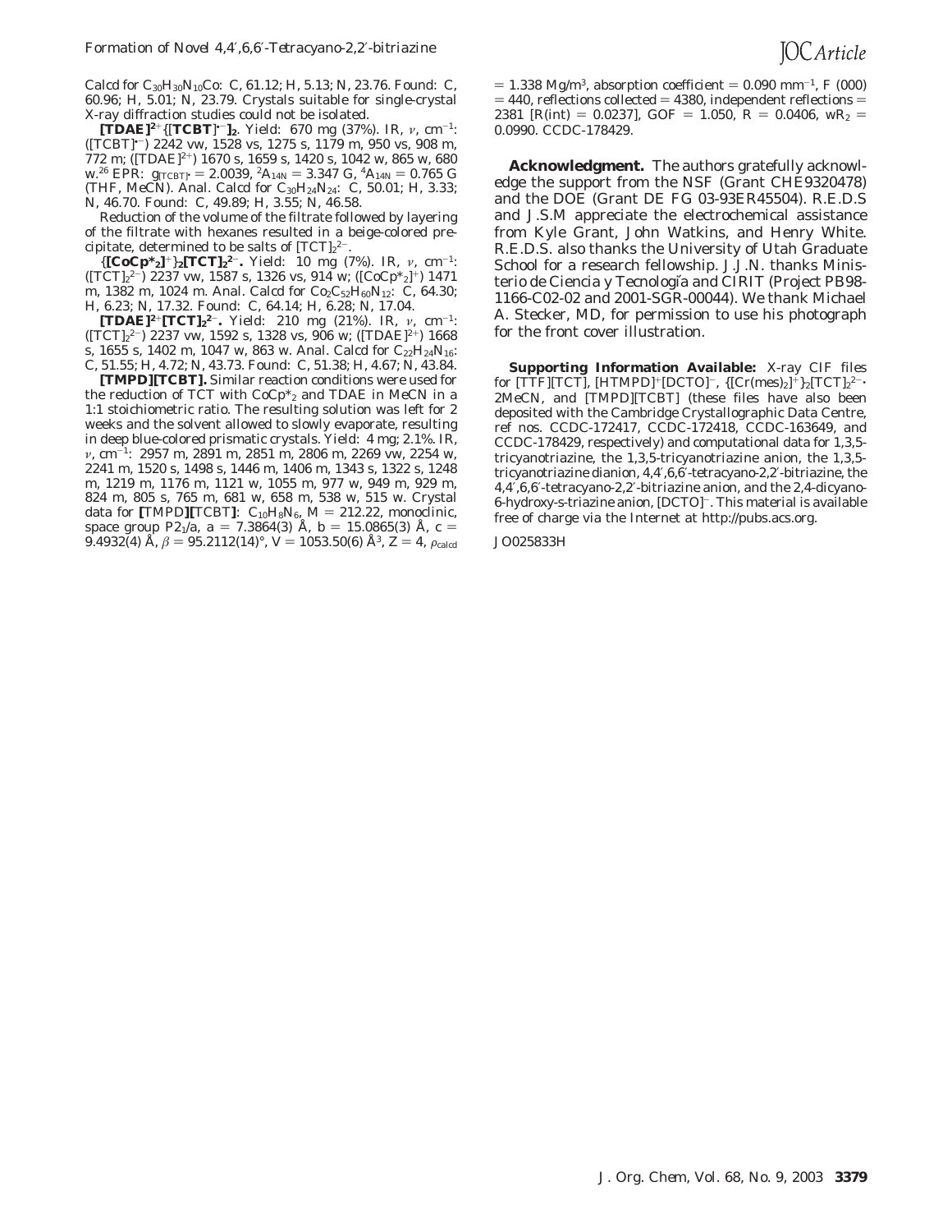Calcd for $C_{30}H_{30}N_{10}Co$: C, 61.12; H, 5.13; N, 23.76. Found: C, 60.96; H, 5.01; N, 23.79. Crystals suitable for single-crystal X-ray diffraction studies could not be isolated.

**$[TDAE]^{2+}\{[TCBT]^{\bullet-}\}_2$.** Yield: 670 mg (37%). IR, $\nu$, cm$^{-1}$: ($[TCBT]^{\bullet-}$) 2242 vw, 1528 vs, 1275 s, 1179 m, 950 vs, 908 m, 772 m; ($[TDAE]^{2+}$) 1670 s, 1659 s, 1420 s, 1042 w, 865 w, 680 w.[26] EPR: $g_{[TCBT]^{\bullet-}} = 2.0039$, $^{2}A_{14N} = 3.347$ G, $^{4}A_{14N} = 0.765$ G (THF, MeCN). Anal. Calcd for $C_{30}H_{24}N_{24}$: C, 50.01; H, 3.33; N, 46.70. Found: C, 49.89; H, 3.55; N, 46.58.

Reduction of the volume of the filtrate followed by layering of the filtrate with hexanes resulted in a beige-colored precipitate, determined to be salts of $[TCT]_2^{2-}$.

**$\{[CoCp^*_2]^+\}_2[TCT]_2^{2-}$.** Yield: 10 mg (7%). IR, $\nu$, cm$^{-1}$: ($[TCT]_2^{2-}$) 2237 vw, 1587 s, 1326 vs, 914 w; ($[CoCp^*_2]^+$) 1471 m, 1382 m, 1024 m. Anal. Calcd for $Co_2C_{52}H_{60}N_{12}$: C, 64.30; H, 6.23; N, 17.32. Found: C, 64.14; H, 6.28; N, 17.04.

**$[TDAE]^{2+}[TCT]_2^{2-}$.** Yield: 210 mg (21%). IR, $\nu$, cm$^{-1}$: ($[TCT]_2^{2-}$) 2237 vw, 1592 s, 1328 vs, 906 w; ($[TDAE]^{2+}$) 1668 s, 1655 s, 1402 m, 1047 w, 863 w. Anal. Calcd for $C_{22}H_{24}N_{16}$: C, 51.55; H, 4.72; N, 43.73. Found: C, 51.38; H, 4.67; N, 43.84.

**[TMPD][TCBT].** Similar reaction conditions were used for the reduction of TCT with $CoCp^*_2$ and TDAE in MeCN in a 1:1 stoichiometric ratio. The resulting solution was left for 2 weeks and the solvent allowed to slowly evaporate, resulting in deep blue-colored prismatic crystals. Yield: 4 mg; 2.1%. IR, $\nu$, cm$^{-1}$: 2957 m, 2891 m, 2851 m, 2806 m, 2269 vw, 2254 w, 2241 m, 1520 s, 1498 s, 1446 m, 1406 m, 1343 s, 1322 s, 1248 m, 1219 m, 1176 m, 1121 w, 1055 m, 977 w, 949 m, 929 m, 824 m, 805 s, 765 m, 681 w, 658 m, 538 w, 515 w. Crystal data for **[**TMPD**][**TCBT**]**: $C_{10}H_8N_6$, $M = 212.22$, monoclinic, space group $P2_1/a$, $a = 7.3864(3)$ Å, $b = 15.0865(3)$ Å, $c = 9.4932(4)$ Å, $\beta = 95.2112(14)°$, $V = 1053.50(6)$ Å$^3$, $Z = 4$, $\rho_{calcd} = 1.338$ Mg/m$^3$, absorption coefficient = 0.090 mm$^{-1}$, F (000) = 440, reflections collected = 4380, independent reflections = 2381 [R(int) = 0.0237], GOF = 1.050, R = 0.0406, w$R_2$ = 0.0990. CCDC-178429.

**Acknowledgment.** The authors gratefully acknowledge the support from the NSF (Grant CHE9320478) and the DOE (Grant DE FG 03-93ER45504). R.E.D.S and J.S.M appreciate the electrochemical assistance from Kyle Grant, John Watkins, and Henry White. R.E.D.S. also thanks the University of Utah Graduate School for a research fellowship. J.J.N. thanks Ministerio de Ciencia y Tecnología and CIRIT (Project PB98-1166-C02-02 and 2001-SGR-00044). We thank Michael A. Stecker, MD, for permission to use his photograph for the front cover illustration.

**Supporting Information Available:** X-ray CIF files for [TTF][TCT], $[HTMPD]^+[DCTO]^-$, $\{[Cr(mes)_2]^+\}_2[TCT]_2^{2-}\cdot$2MeCN, and [TMPD][TCBT] (these files have also been deposited with the Cambridge Crystallographic Data Centre, ref nos. CCDC-172417, CCDC-172418, CCDC-163649, and CCDC-178429, respectively) and computational data for 1,3,5-tricyanotriazine, the 1,3,5-tricyanotriazine anion, the 1,3,5-tricyanotriazine dianion, 4,4′,6,6′-tetracyano-2,2′-bitriazine, the 4,4′,6,6′-tetracyano-2,2′-bitriazine anion, and the 2,4-dicyano-6-hydroxy-s-triazine anion, $[DCTO]^-$. This material is available free of charge via the Internet at http://pubs.acs.org.

JO025833H